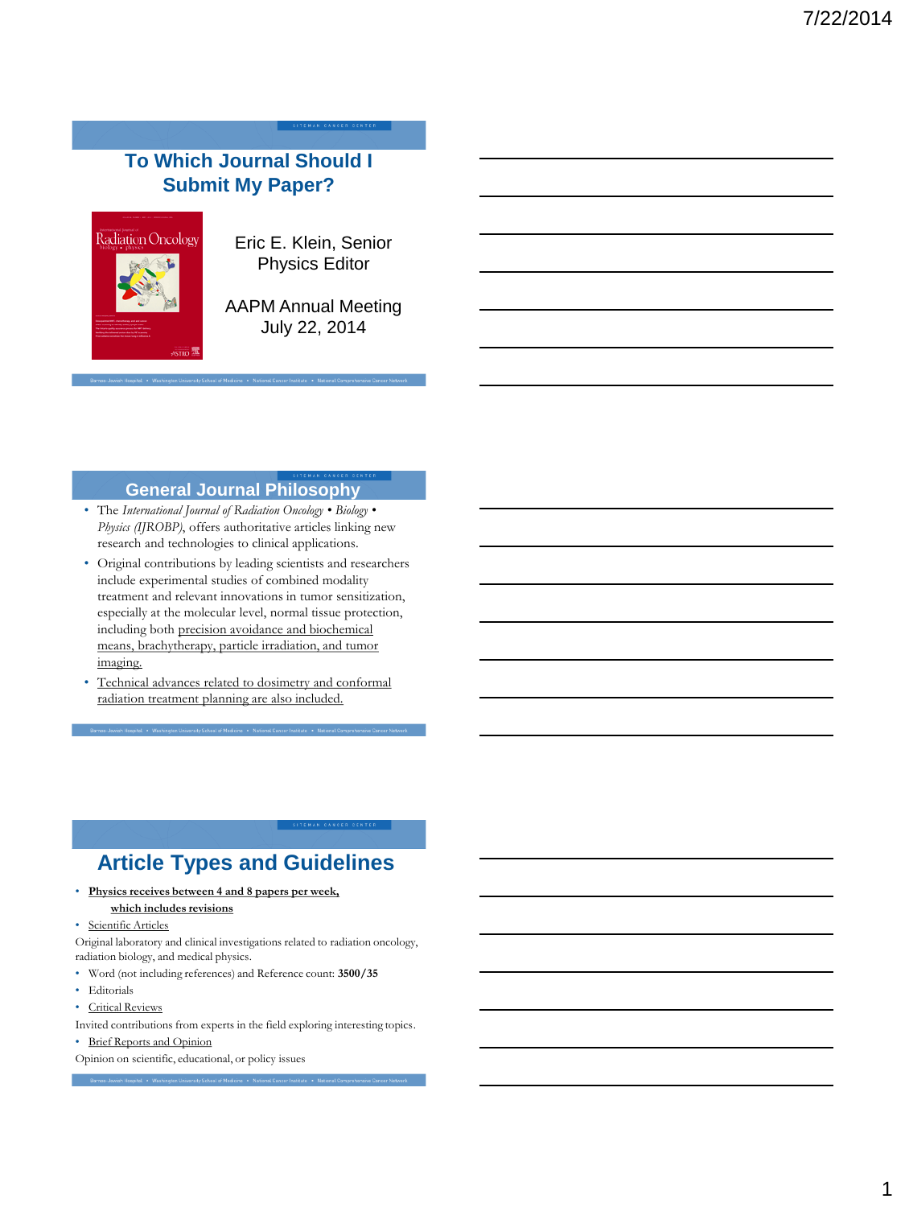## To Which Journal Should I Submit My Paper?

Eric E. Klein, Senior Physics Editor

AAPM Annual Meeting
July 22, 2014

## General Journal Philosophy

- The *International Journal of Radiation Oncology • Biology • Physics (IJROBP)*, offers authoritative articles linking new research and technologies to clinical applications.
- Original contributions by leading scientists and researchers include experimental studies of combined modality treatment and relevant innovations in tumor sensitization, especially at the molecular level, normal tissue protection, including both precision avoidance and biochemical means, brachytherapy, particle irradiation, and tumor imaging.
- Technical advances related to dosimetry and conformal radiation treatment planning are also included.

## Article Types and Guidelines

- **Physics receives between 4 and 8 papers per week, which includes revisions**
- Scientific Articles

Original laboratory and clinical investigations related to radiation oncology, radiation biology, and medical physics.

- Word (not including references) and Reference count: **3500/35**
- Editorials
- Critical Reviews

Invited contributions from experts in the field exploring interesting topics.

- Brief Reports and Opinion

Opinion on scientific, educational, or policy issues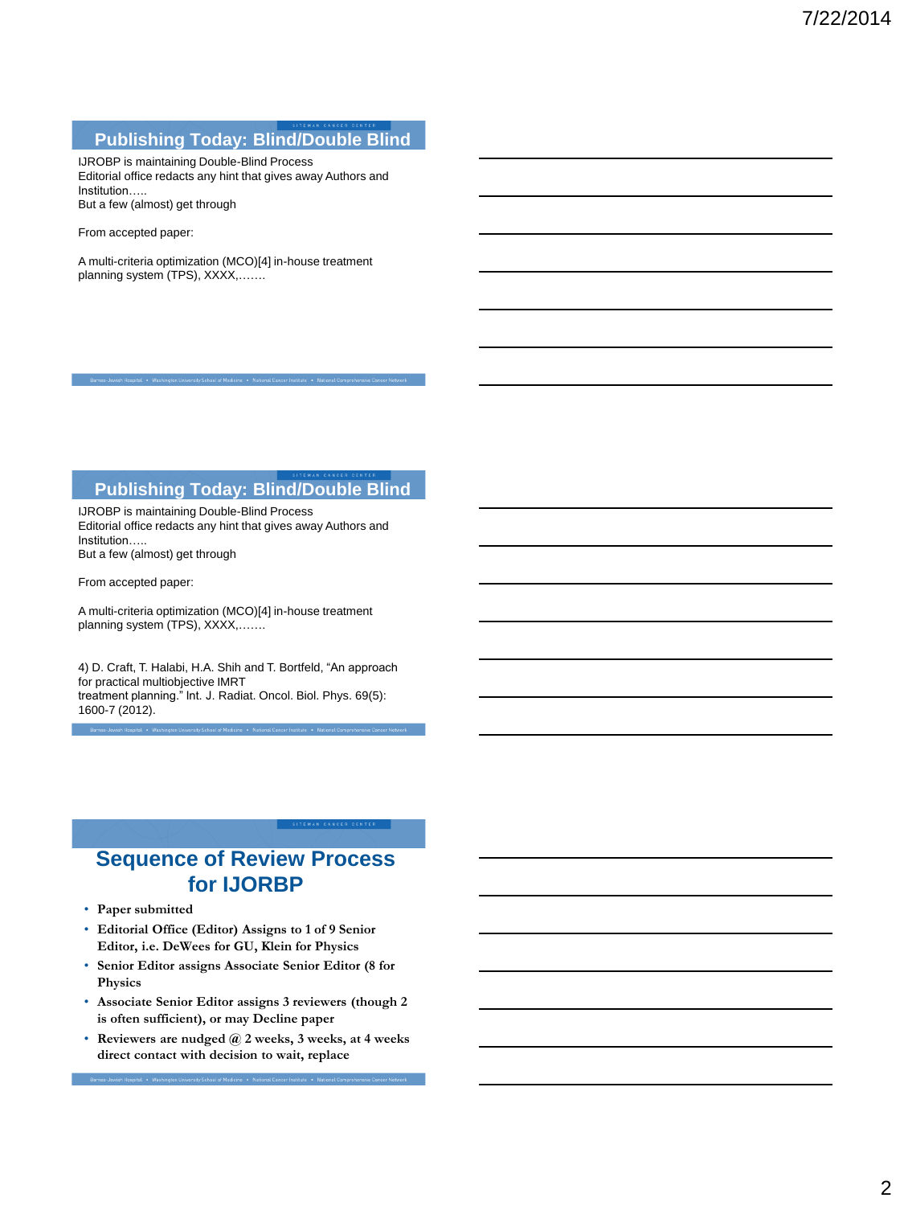## Publishing Today: Blind/Double Blind

IJROBP is maintaining Double-Blind Process
Editorial office redacts any hint that gives away Authors and Institution…..
But a few (almost) get through

From accepted paper:

A multi-criteria optimization (MCO)[4] in-house treatment planning system (TPS), XXXX,…….

## Publishing Today: Blind/Double Blind

IJROBP is maintaining Double-Blind Process
Editorial office redacts any hint that gives away Authors and Institution…..
But a few (almost) get through

From accepted paper:

A multi-criteria optimization (MCO)[4] in-house treatment planning system (TPS), XXXX,…….

4) D. Craft, T. Halabi, H.A. Shih and T. Bortfeld, "An approach for practical multiobjective IMRT treatment planning." Int. J. Radiat. Oncol. Biol. Phys. 69(5): 1600-7 (2012).

## Sequence of Review Process for IJORBP

- **Paper submitted**
- **Editorial Office (Editor) Assigns to 1 of 9 Senior Editor, i.e. DeWees for GU, Klein for Physics**
- **Senior Editor assigns Associate Senior Editor (8 for Physics**
- **Associate Senior Editor assigns 3 reviewers (though 2 is often sufficient), or may Decline paper**
- **Reviewers are nudged @ 2 weeks, 3 weeks, at 4 weeks direct contact with decision to wait, replace**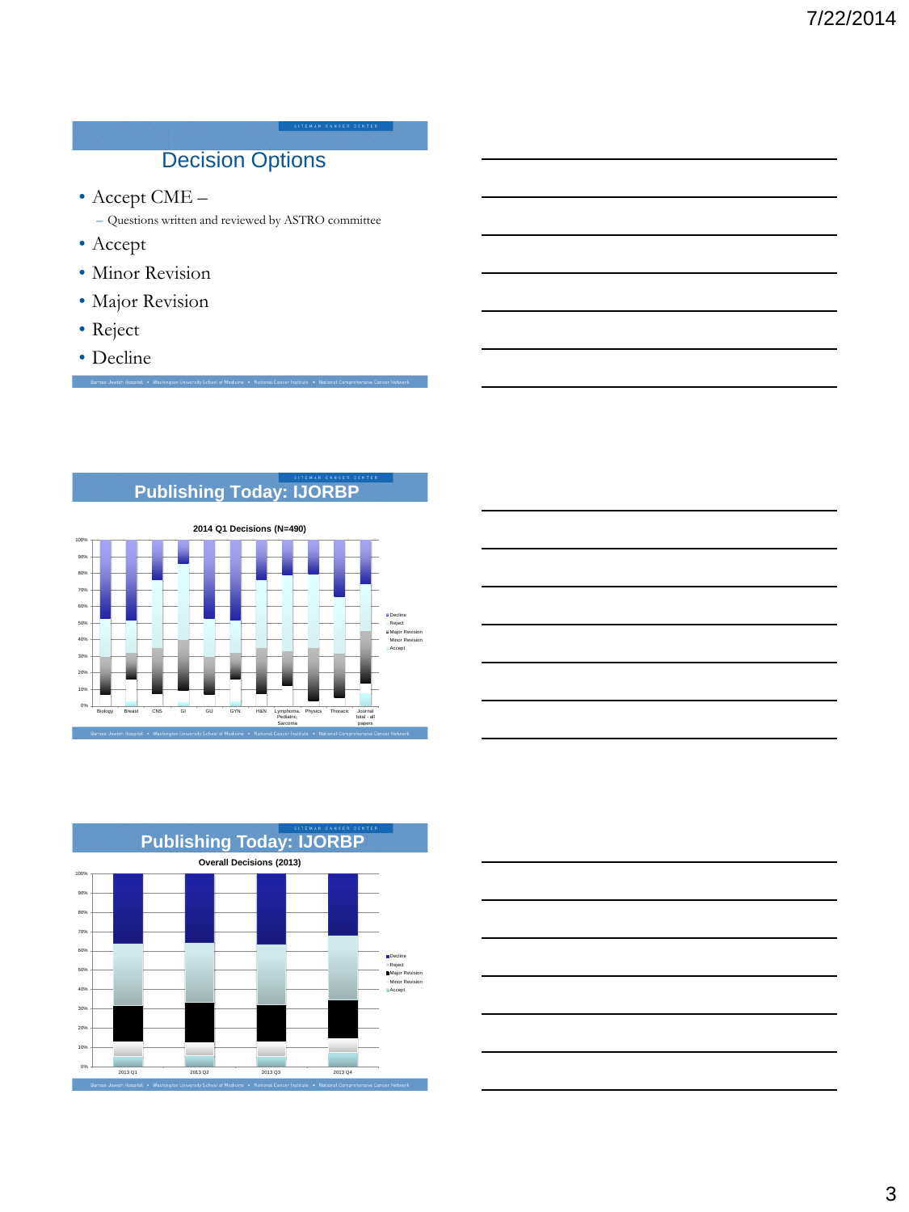## Decision Options

- Accept CME –
  - Questions written and reviewed by ASTRO committee
- Accept
- Minor Revision
- Major Revision
- Reject
- Decline

## Publishing Today: IJORBP

**2014 Q1 Decisions (N=490)**

Categories: Biology, Breast, CNS, GI, GU, GYN, H&N, Lymphoma, Pediatric, Sarcoma, Physics, Thoracic, Journal total - all papers

Legend: Decline, Reject, Major Revision, Minor Revision, Accept

## Publishing Today: IJORBP

**Overall Decisions (2013)**

Categories: 2013 Q1, 2013 Q2, 2013 Q3, 2013 Q4

Legend: Decline, Reject, Major Revision, Minor Revision, Accept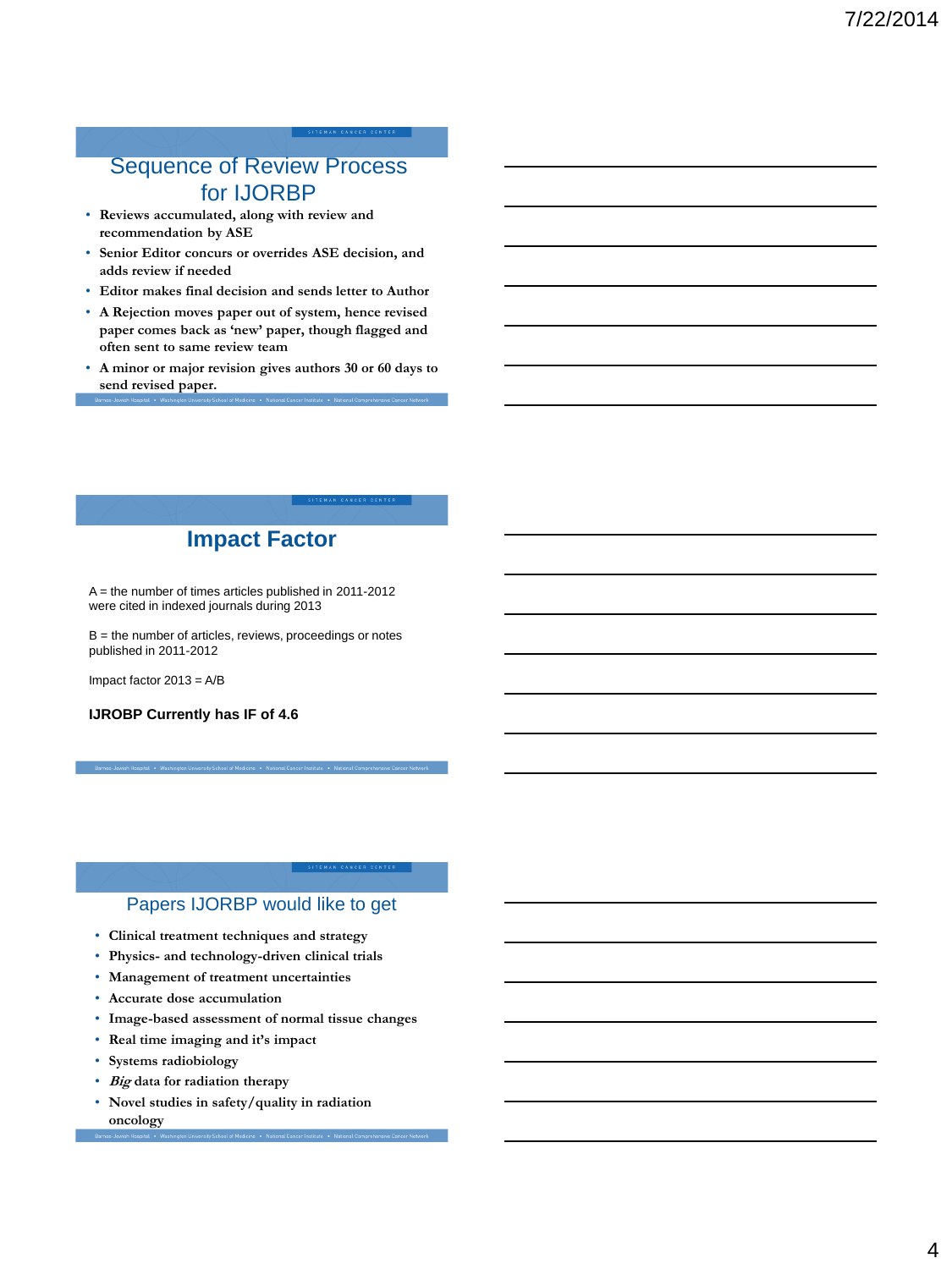## Sequence of Review Process for IJORBP

- **Reviews accumulated, along with review and recommendation by ASE**
- **Senior Editor concurs or overrides ASE decision, and adds review if needed**
- **Editor makes final decision and sends letter to Author**
- **A Rejection moves paper out of system, hence revised paper comes back as 'new' paper, though flagged and often sent to same review team**
- **A minor or major revision gives authors 30 or 60 days to send revised paper.**

## Impact Factor

A = the number of times articles published in 2011-2012 were cited in indexed journals during 2013

B = the number of articles, reviews, proceedings or notes published in 2011-2012

Impact factor 2013 = A/B

**IJROBP Currently has IF of 4.6**

## Papers IJORBP would like to get

- **Clinical treatment techniques and strategy**
- **Physics- and technology-driven clinical trials**
- **Management of treatment uncertainties**
- **Accurate dose accumulation**
- **Image-based assessment of normal tissue changes**
- **Real time imaging and it's impact**
- **Systems radiobiology**
- ***Big* data for radiation therapy**
- **Novel studies in safety/quality in radiation oncology**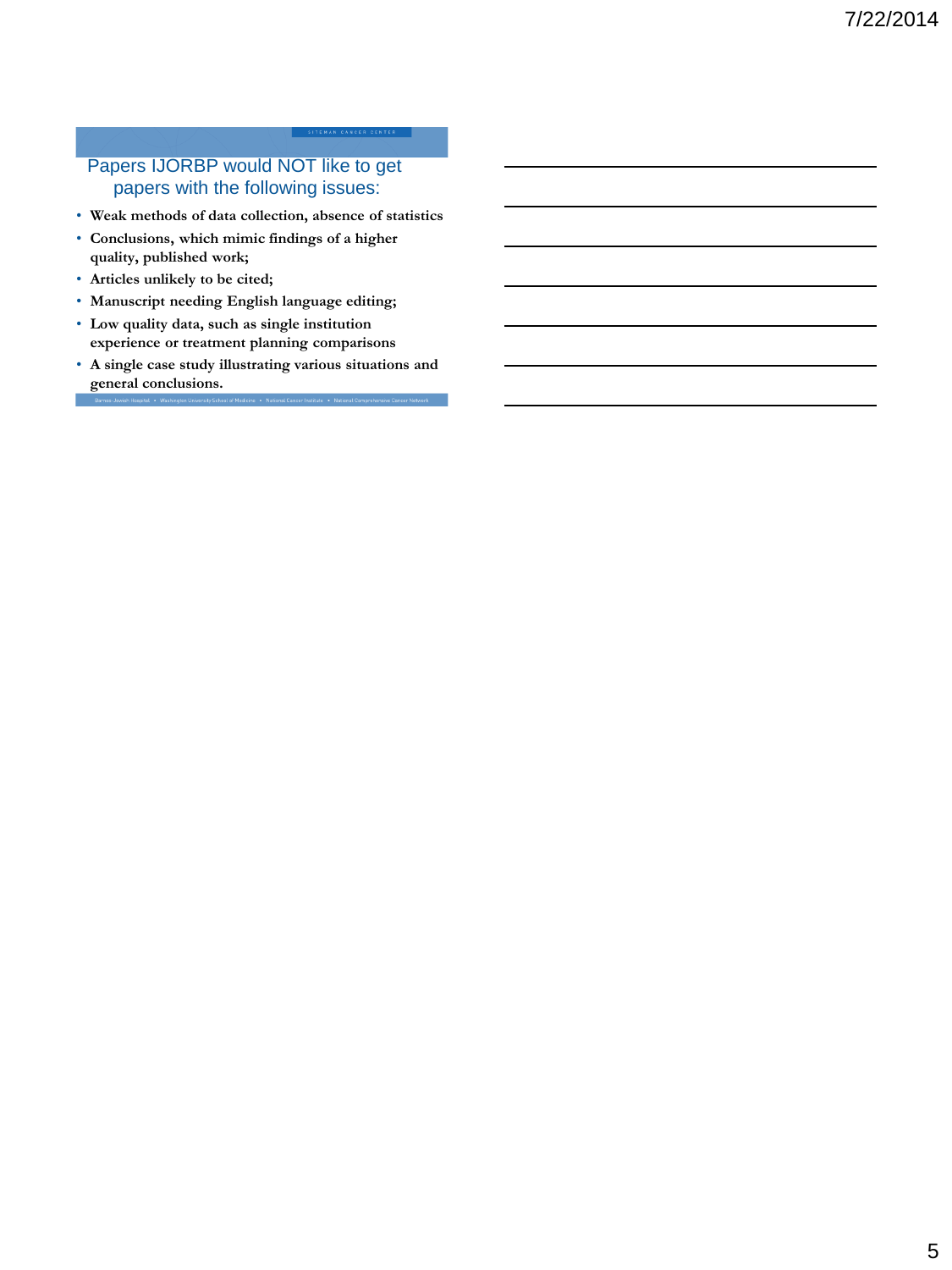## Papers IJORBP would NOT like to get papers with the following issues:

- **Weak methods of data collection, absence of statistics**
- **Conclusions, which mimic findings of a higher quality, published work;**
- **Articles unlikely to be cited;**
- **Manuscript needing English language editing;**
- **Low quality data, such as single institution experience or treatment planning comparisons**
- **A single case study illustrating various situations and general conclusions.**